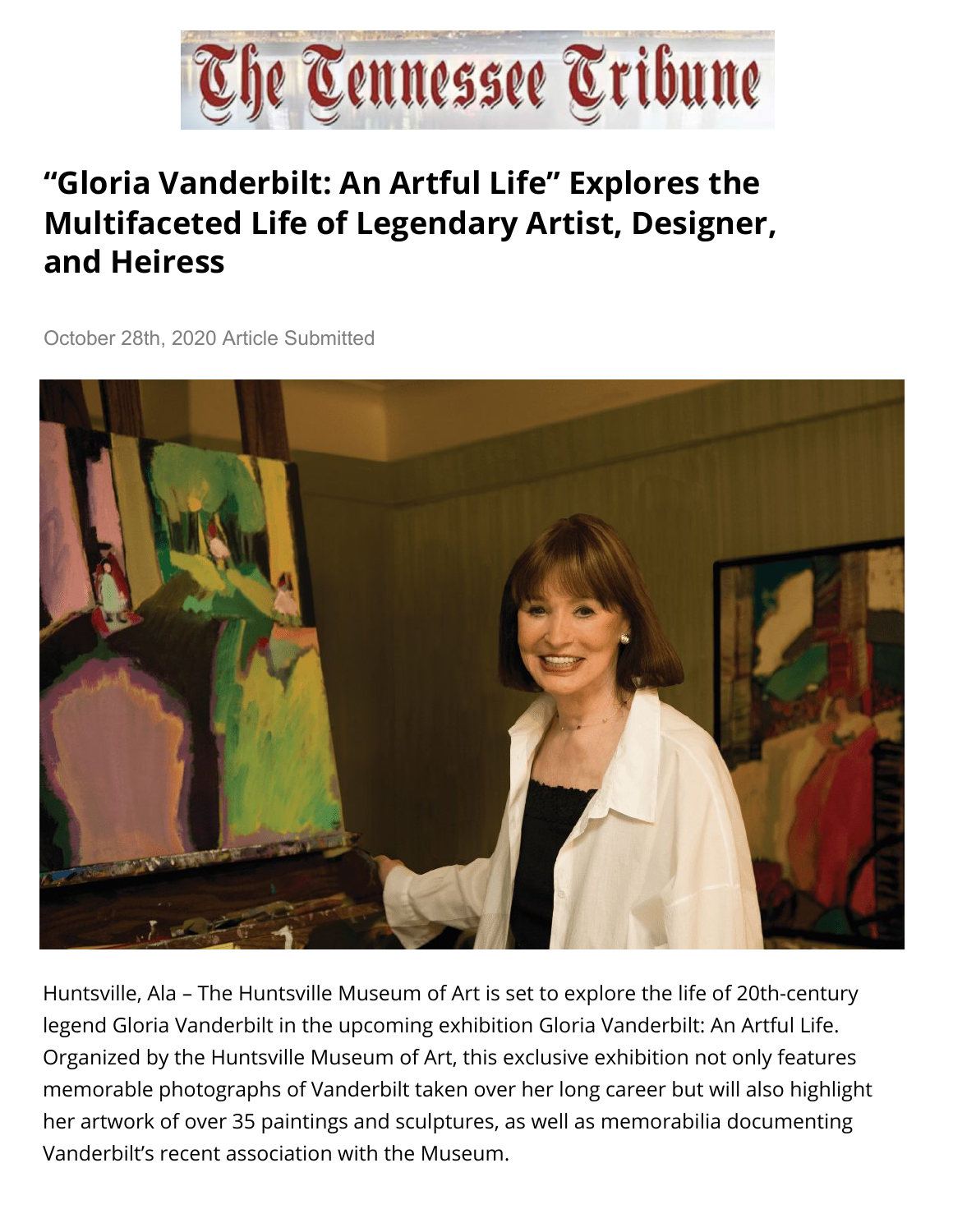# The Tennessee Tribune

## "Gloria Vanderbilt: An Artful Life" Explores the Multifaceted Life of Legendary Artist, Designer, and Heiress

October 28th, 2020 Article Submitted

Huntsville, Ala – The Huntsville Museum of Art is set to explore the life of 20th-century legend Gloria Vanderbilt in the upcoming exhibition Gloria Vanderbilt: An Artful Life. Organized by the Huntsville Museum of Art, this exclusive exhibition not only features memorable photographs of Vanderbilt taken over her long career but will also highlight her artwork of over 35 paintings and sculptures, as well as memorabilia documenting Vanderbilt's recent association with the Museum.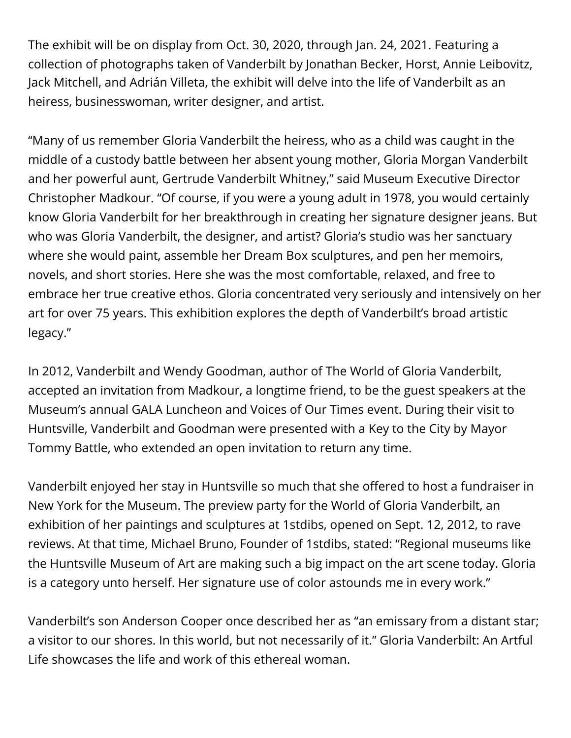The exhibit will be on display from Oct. 30, 2020, through Jan. 24, 2021. Featuring a collection of photographs taken of Vanderbilt by Jonathan Becker, Horst, Annie Leibovitz, Jack Mitchell, and Adrián Villeta, the exhibit will delve into the life of Vanderbilt as an heiress, businesswoman, writer designer, and artist.

"Many of us remember Gloria Vanderbilt the heiress, who as a child was caught in the middle of a custody battle between her absent young mother, Gloria Morgan Vanderbilt and her powerful aunt, Gertrude Vanderbilt Whitney," said Museum Executive Director Christopher Madkour. "Of course, if you were a young adult in 1978, you would certainly know Gloria Vanderbilt for her breakthrough in creating her signature designer jeans. But who was Gloria Vanderbilt, the designer, and artist? Gloria's studio was her sanctuary where she would paint, assemble her Dream Box sculptures, and pen her memoirs, novels, and short stories. Here she was the most comfortable, relaxed, and free to embrace her true creative ethos. Gloria concentrated very seriously and intensively on her art for over 75 years. This exhibition explores the depth of Vanderbilt's broad artistic legacy."

In 2012, Vanderbilt and Wendy Goodman, author of The World of Gloria Vanderbilt, accepted an invitation from Madkour, a longtime friend, to be the guest speakers at the Museum's annual GALA Luncheon and Voices of Our Times event. During their visit to Huntsville, Vanderbilt and Goodman were presented with a Key to the City by Mayor Tommy Battle, who extended an open invitation to return any time.

Vanderbilt enjoyed her stay in Huntsville so much that she offered to host a fundraiser in New York for the Museum. The preview party for the World of Gloria Vanderbilt, an exhibition of her paintings and sculptures at 1stdibs, opened on Sept. 12, 2012, to rave reviews. At that time, Michael Bruno, Founder of 1stdibs, stated: "Regional museums like the Huntsville Museum of Art are making such a big impact on the art scene today. Gloria is a category unto herself. Her signature use of color astounds me in every work."

Vanderbilt's son Anderson Cooper once described her as "an emissary from a distant star; a visitor to our shores. In this world, but not necessarily of it." Gloria Vanderbilt: An Artful Life showcases the life and work of this ethereal woman.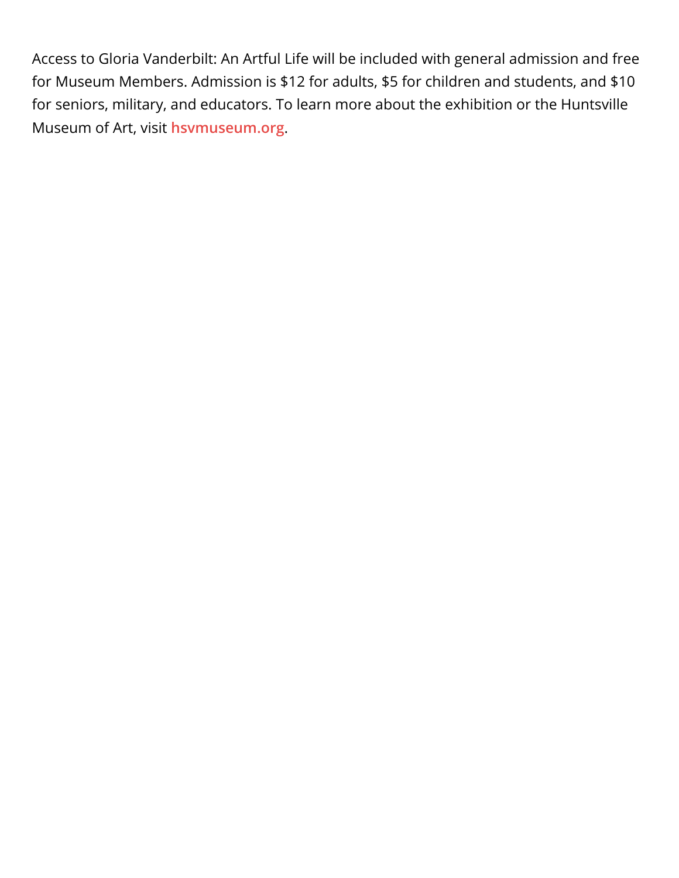Access to Gloria Vanderbilt: An Artful Life will be included with general admission and free for Museum Members. Admission is $12 for adults, $5 for children and students, and $10 for seniors, military, and educators. To learn more about the exhibition or the Huntsville Museum of Art, visit hsvmuseum.org.